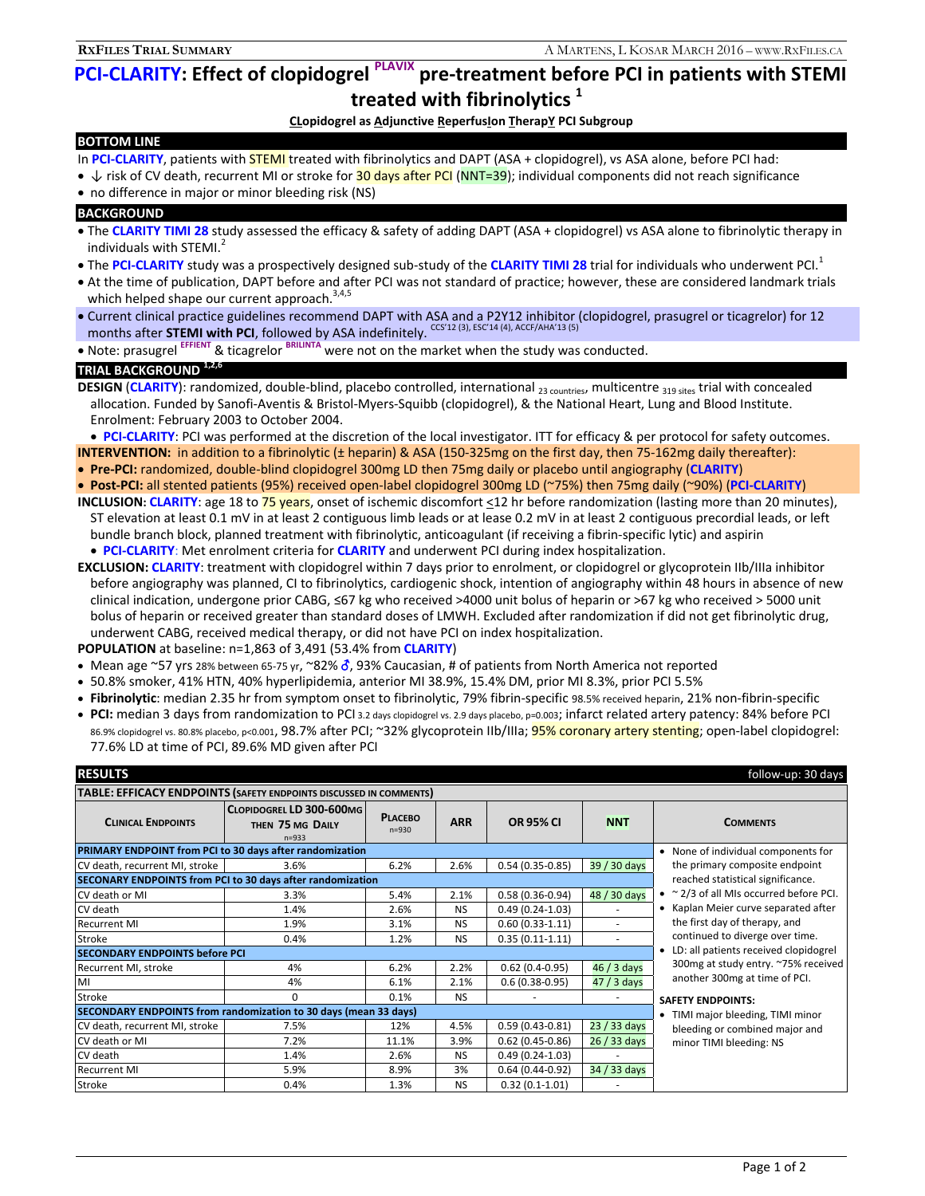# PCI-CLARITY: Effect of clopidogrel PLAVIX pre-treatment before PCI in patients with STEMI treated with fibrinolytics [1]

**CLopidogrel as Adjunctive ReperfusIon TherapY PCI Subgroup**

## BOTTOM LINE

In **PCI-CLARITY**, patients with STEMI treated with fibrinolytics and DAPT (ASA + clopidogrel), vs ASA alone, before PCI had:

- ↓ risk of CV death, recurrent MI or stroke for 30 days after PCI (NNT=39); individual components did not reach significance
- no difference in major or minor bleeding risk (NS)

## BACKGROUND

- The **CLARITY TIMI 28** study assessed the efficacy & safety of adding DAPT (ASA + clopidogrel) vs ASA alone to fibrinolytic therapy in individuals with STEMI.[2]
- The **PCI-CLARITY** study was a prospectively designed sub-study of the **CLARITY TIMI 28** trial for individuals who underwent PCI.[1]
- At the time of publication, DAPT before and after PCI was not standard of practice; however, these are considered landmark trials which helped shape our current approach.[3,4,5]
- Current clinical practice guidelines recommend DAPT with ASA and a P2Y12 inhibitor (clopidogrel, prasugrel or ticagrelor) for 12 months after **STEMI with PCI**, followed by ASA indefinitely. CCS'12 (3), ESC'14 (4), ACCF/AHA'13 (5)
- Note: prasugrel EFFIENT & ticagrelor BRILINTA were not on the market when the study was conducted.

## TRIAL BACKGROUND [1,2,6]

**DESIGN** (**CLARITY**): randomized, double-blind, placebo controlled, international 23 countries, multicentre 319 sites trial with concealed allocation. Funded by Sanofi-Aventis & Bristol-Myers-Squibb (clopidogrel), & the National Heart, Lung and Blood Institute. Enrolment: February 2003 to October 2004.

- **PCI-CLARITY**: PCI was performed at the discretion of the local investigator. ITT for efficacy & per protocol for safety outcomes.

**INTERVENTION:** in addition to a fibrinolytic (± heparin) & ASA (150-325mg on the first day, then 75-162mg daily thereafter):

- **Pre-PCI:** randomized, double-blind clopidogrel 300mg LD then 75mg daily or placebo until angiography (**CLARITY**)
- **Post-PCI:** all stented patients (95%) received open-label clopidogrel 300mg LD (~75%) then 75mg daily (~90%) (**PCI-CLARITY**)

**INCLUSION:** **CLARITY**: age 18 to 75 years, onset of ischemic discomfort ≤12 hr before randomization (lasting more than 20 minutes), ST elevation at least 0.1 mV in at least 2 contiguous limb leads or at lease 0.2 mV in at least 2 contiguous precordial leads, or left bundle branch block, planned treatment with fibrinolytic, anticoagulant (if receiving a fibrin-specific lytic) and aspirin

- **PCI-CLARITY**: Met enrolment criteria for **CLARITY** and underwent PCI during index hospitalization.

**EXCLUSION:** **CLARITY**: treatment with clopidogrel within 7 days prior to enrolment, or clopidogrel or glycoprotein IIb/IIIa inhibitor before angiography was planned, CI to fibrinolytics, cardiogenic shock, intention of angiography within 48 hours in absence of new clinical indication, undergone prior CABG, ≤67 kg who received >4000 unit bolus of heparin or >67 kg who received > 5000 unit bolus of heparin or received greater than standard doses of LMWH. Excluded after randomization if did not get fibrinolytic drug, underwent CABG, received medical therapy, or did not have PCI on index hospitalization.

**POPULATION** at baseline: n=1,863 of 3,491 (53.4% from **CLARITY**)

- Mean age ~57 yrs 28% between 65-75 yr, ~82% ♂, 93% Caucasian, # of patients from North America not reported
- 50.8% smoker, 41% HTN, 40% hyperlipidemia, anterior MI 38.9%, 15.4% DM, prior MI 8.3%, prior PCI 5.5%
- **Fibrinolytic**: median 2.35 hr from symptom onset to fibrinolytic, 79% fibrin-specific 98.5% received heparin, 21% non-fibrin-specific
- **PCI:** median 3 days from randomization to PCI 3.2 days clopidogrel vs. 2.9 days placebo, p=0.003; infarct related artery patency: 84% before PCI 86.9% clopidogrel vs. 80.8% placebo, p<0.001, 98.7% after PCI; ~32% glycoprotein IIb/IIIa; 95% coronary artery stenting; open-label clopidogrel: 77.6% LD at time of PCI, 89.6% MD given after PCI

## RESULTS

follow-up: 30 days

**TABLE: EFFICACY ENDPOINTS (SAFETY ENDPOINTS DISCUSSED IN COMMENTS)**

| Clinical Endpoints | Clopidogrel LD 300-600mg then 75 mg Daily n=933 | Placebo n=930 | ARR | OR 95% CI | NNT | Comments |
|---|---|---|---|---|---|---|
| **PRIMARY ENDPOINT from PCI to 30 days after randomization** | | | | | | • None of individual components for the primary composite endpoint reached statistical significance.<br>• ~ 2/3 of all MIs occurred before PCI.<br>• Kaplan Meier curve separated after the first day of therapy, and continued to diverge over time.<br>• LD: all patients received clopidogrel 300mg at study entry. ~75% received another 300mg at time of PCI.<br><br>**SAFETY ENDPOINTS:**<br>• TIMI major bleeding, TIMI minor bleeding or combined major and minor TIMI bleeding: NS |
| CV death, recurrent MI, stroke | 3.6% | 6.2% | 2.6% | 0.54 (0.35-0.85) | 39 / 30 days | |
| **SECONARY ENDPOINTS from PCI to 30 days after randomization** | | | | | | |
| CV death or MI | 3.3% | 5.4% | 2.1% | 0.58 (0.36-0.94) | 48 / 30 days | |
| CV death | 1.4% | 2.6% | NS | 0.49 (0.24-1.03) | - | |
| Recurrent MI | 1.9% | 3.1% | NS | 0.60 (0.33-1.11) | - | |
| Stroke | 0.4% | 1.2% | NS | 0.35 (0.11-1.11) | - | |
| **SECONDARY ENDPOINTS before PCI** | | | | | | |
| Recurrent MI, stroke | 4% | 6.2% | 2.2% | 0.62 (0.4-0.95) | 46 / 3 days | |
| MI | 4% | 6.1% | 2.1% | 0.6 (0.38-0.95) | 47 / 3 days | |
| Stroke | 0 | 0.1% | NS | - | - | |
| **SECONDARY ENDPOINTS from randomization to 30 days (mean 33 days)** | | | | | | |
| CV death, recurrent MI, stroke | 7.5% | 12% | 4.5% | 0.59 (0.43-0.81) | 23 / 33 days | |
| CV death or MI | 7.2% | 11.1% | 3.9% | 0.62 (0.45-0.86) | 26 / 33 days | |
| CV death | 1.4% | 2.6% | NS | 0.49 (0.24-1.03) | - | |
| Recurrent MI | 5.9% | 8.9% | 3% | 0.64 (0.44-0.92) | 34 / 33 days | |
| Stroke | 0.4% | 1.3% | NS | 0.32 (0.1-1.01) | - | |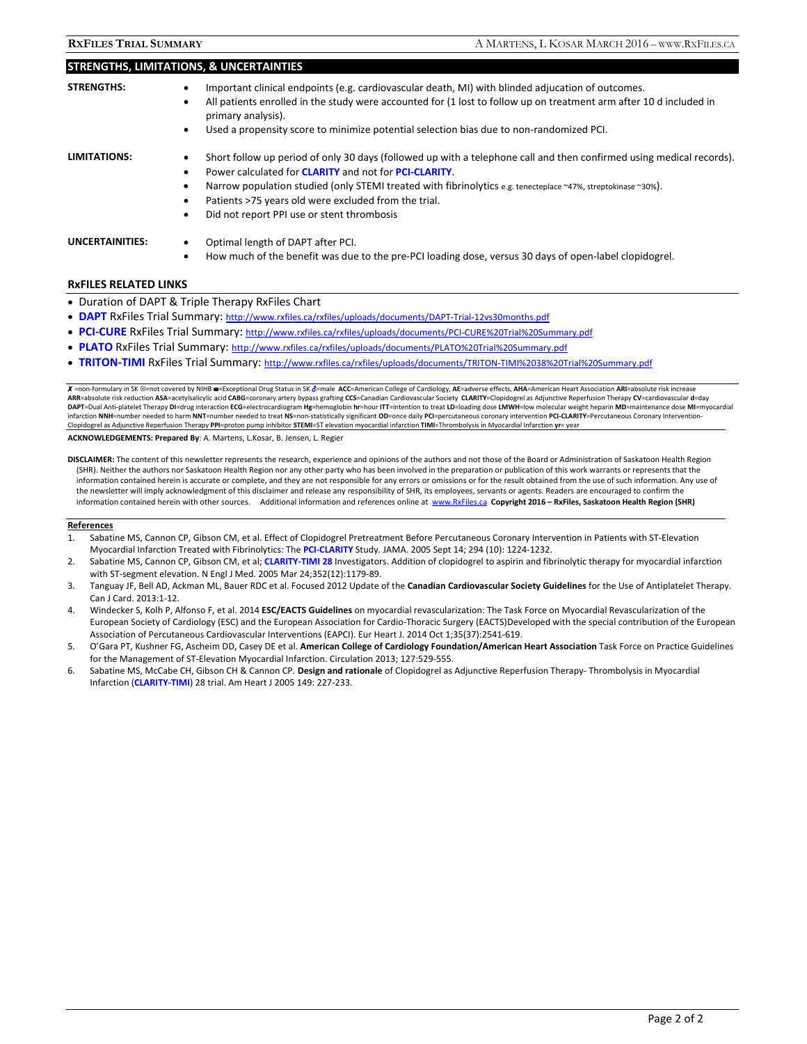## STRENGTHS, LIMITATIONS, & UNCERTAINTIES

**STRENGTHS:**

- Important clinical endpoints (e.g. cardiovascular death, MI) with blinded adjucation of outcomes.
- All patients enrolled in the study were accounted for (1 lost to follow up on treatment arm after 10 d included in primary analysis).
- Used a propensity score to minimize potential selection bias due to non-randomized PCI.

**LIMITATIONS:**

- Short follow up period of only 30 days (followed up with a telephone call and then confirmed using medical records).
- Power calculated for **CLARITY** and not for **PCI-CLARITY**.
- Narrow population studied (only STEMI treated with fibrinolytics e.g. tenecteplace ~47%, streptokinase ~30%).
- Patients >75 years old were excluded from the trial.
- Did not report PPI use or stent thrombosis

**UNCERTAINITIES:**

- Optimal length of DAPT after PCI.
- How much of the benefit was due to the pre-PCI loading dose, versus 30 days of open-label clopidogrel.

### RxFILES RELATED LINKS

- Duration of DAPT & Triple Therapy RxFiles Chart
- **DAPT** RxFiles Trial Summary: http://www.rxfiles.ca/rxfiles/uploads/documents/DAPT-Trial-12vs30months.pdf
- **PCI-CURE** RxFiles Trial Summary: http://www.rxfiles.ca/rxfiles/uploads/documents/PCI-CURE%20Trial%20Summary.pdf
- **PLATO** RxFiles Trial Summary: http://www.rxfiles.ca/rxfiles/uploads/documents/PLATO%20Trial%20Summary.pdf
- **TRITON-TIMI** RxFiles Trial Summary: http://www.rxfiles.ca/rxfiles/uploads/documents/TRITON-TIMI%2038%20Trial%20Summary.pdf

✗ =non-formulary in SK ⊗=not covered by NIHB ▬=Exceptional Drug Status in SK ♂=male **ACC**=American College of Cardiology, **AE**=adverse effects, **AHA**=American Heart Association **ARI**=absolute risk increase **ARR**=absolute risk reduction **ASA**=acetylsalicylic acid **CABG**=coronary artery bypass grafting **CCS**=Canadian Cardiovascular Society **CLARITY**=Clopidogrel as Adjunctive Reperfusion Therapy **CV**=cardiovascular **d**=day **DAPT**=Dual Anti-platelet Therapy **DI**=drug interaction **ECG**=electrocardiogram **Hg**=hemoglobin **hr**=hour **ITT**=intention to treat **LD**=loading dose **LMWH**=low molecular weight heparin **MD**=maintenance dose **MI**=myocardial infarction **NNH**=number needed to harm **NNT**=number needed to treat **NS**=non-statistically significant **OD**=once daily **PCI**=percutaneous coronary intervention **PCI-CLARITY**=Percutaneous Coronary Intervention-Clopidogrel as Adjunctive Reperfusion Therapy **PPI**=proton pump inhibitor **STEMI**=ST elevation myocardial infarction **TIMI**=Thrombolysis in Myocardial Infarction **yr**= year

**ACKNOWLEDGEMENTS: Prepared By**: A. Martens, L.Kosar, B. Jensen, L. Regier

**DISCLAIMER:** The content of this newsletter represents the research, experience and opinions of the authors and not those of the Board or Administration of Saskatoon Health Region (SHR). Neither the authors nor Saskatoon Health Region nor any other party who has been involved in the preparation or publication of this work warrants or represents that the information contained herein is accurate or complete, and they are not responsible for any errors or omissions or for the result obtained from the use of such information. Any use of the newsletter will imply acknowledgment of this disclaimer and release any responsibility of SHR, its employees, servants or agents. Readers are encouraged to confirm the information contained herein with other sources. Additional information and references online at www.RxFiles.ca **Copyright 2016 – RxFiles, Saskatoon Health Region (SHR)**

**References**

1. Sabatine MS, Cannon CP, Gibson CM, et al. Effect of Clopidogrel Pretreatment Before Percutaneous Coronary Intervention in Patients with ST-Elevation Myocardial Infarction Treated with Fibrinolytics: The **PCI-CLARITY** Study. JAMA. 2005 Sept 14; 294 (10): 1224-1232.
2. Sabatine MS, Cannon CP, Gibson CM, et al; **CLARITY-TIMI 28** Investigators. Addition of clopidogrel to aspirin and fibrinolytic therapy for myocardial infarction with ST-segment elevation. N Engl J Med. 2005 Mar 24;352(12):1179-89.
3. Tanguay JF, Bell AD, Ackman ML, Bauer RDC et al. Focused 2012 Update of the **Canadian Cardiovascular Society Guidelines** for the Use of Antiplatelet Therapy. Can J Card. 2013:1-12.
4. Windecker S, Kolh P, Alfonso F, et al. 2014 **ESC/EACTS Guidelines** on myocardial revascularization: The Task Force on Myocardial Revascularization of the European Society of Cardiology (ESC) and the European Association for Cardio-Thoracic Surgery (EACTS)Developed with the special contribution of the European Association of Percutaneous Cardiovascular Interventions (EAPCI). Eur Heart J. 2014 Oct 1;35(37):2541-619.
5. O'Gara PT, Kushner FG, Ascheim DD, Casey DE et al. **American College of Cardiology Foundation/American Heart Association** Task Force on Practice Guidelines for the Management of ST-Elevation Myocardial Infarction. Circulation 2013; 127:529-555.
6. Sabatine MS, McCabe CH, Gibson CH & Cannon CP. **Design and rationale** of Clopidogrel as Adjunctive Reperfusion Therapy- Thrombolysis in Myocardial Infarction (**CLARITY-TIMI**) 28 trial. Am Heart J 2005 149: 227-233.